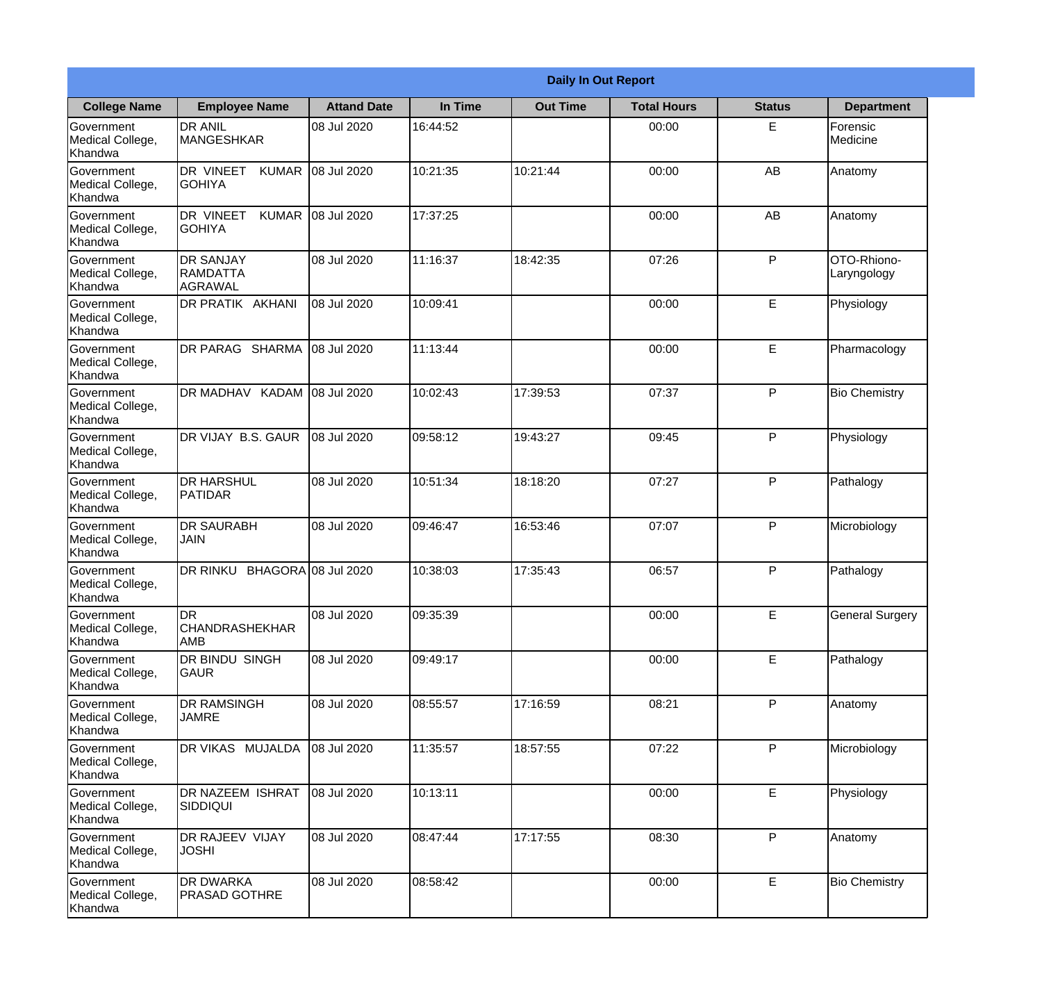**Daily In Out Report**

| College Name | Employee Name | Attand Date | In Time | Out Time | Total Hours | Status | Department |
|---|---|---|---|---|---|---|---|
| Government Medical College, Khandwa | DR ANIL MANGESHKAR | 08 Jul 2020 | 16:44:52 | | 00:00 | E | Forensic Medicine |
| Government Medical College, Khandwa | DR VINEET KUMAR GOHIYA | 08 Jul 2020 | 10:21:35 | 10:21:44 | 00:00 | AB | Anatomy |
| Government Medical College, Khandwa | DR VINEET KUMAR GOHIYA | 08 Jul 2020 | 17:37:25 | | 00:00 | AB | Anatomy |
| Government Medical College, Khandwa | DR SANJAY RAMDATTA AGRAWAL | 08 Jul 2020 | 11:16:37 | 18:42:35 | 07:26 | P | OTO-Rhiono-Laryngology |
| Government Medical College, Khandwa | DR PRATIK AKHANI | 08 Jul 2020 | 10:09:41 | | 00:00 | E | Physiology |
| Government Medical College, Khandwa | DR PARAG SHARMA | 08 Jul 2020 | 11:13:44 | | 00:00 | E | Pharmacology |
| Government Medical College, Khandwa | DR MADHAV KADAM | 08 Jul 2020 | 10:02:43 | 17:39:53 | 07:37 | P | Bio Chemistry |
| Government Medical College, Khandwa | DR VIJAY B.S. GAUR | 08 Jul 2020 | 09:58:12 | 19:43:27 | 09:45 | P | Physiology |
| Government Medical College, Khandwa | DR HARSHUL PATIDAR | 08 Jul 2020 | 10:51:34 | 18:18:20 | 07:27 | P | Pathalogy |
| Government Medical College, Khandwa | DR SAURABH JAIN | 08 Jul 2020 | 09:46:47 | 16:53:46 | 07:07 | P | Microbiology |
| Government Medical College, Khandwa | DR RINKU BHAGORA | 08 Jul 2020 | 10:38:03 | 17:35:43 | 06:57 | P | Pathalogy |
| Government Medical College, Khandwa | DR CHANDRASHEKHAR AMB | 08 Jul 2020 | 09:35:39 | | 00:00 | E | General Surgery |
| Government Medical College, Khandwa | DR BINDU SINGH GAUR | 08 Jul 2020 | 09:49:17 | | 00:00 | E | Pathalogy |
| Government Medical College, Khandwa | DR RAMSINGH JAMRE | 08 Jul 2020 | 08:55:57 | 17:16:59 | 08:21 | P | Anatomy |
| Government Medical College, Khandwa | DR VIKAS MUJALDA | 08 Jul 2020 | 11:35:57 | 18:57:55 | 07:22 | P | Microbiology |
| Government Medical College, Khandwa | DR NAZEEM ISHRAT SIDDIQUI | 08 Jul 2020 | 10:13:11 | | 00:00 | E | Physiology |
| Government Medical College, Khandwa | DR RAJEEV VIJAY JOSHI | 08 Jul 2020 | 08:47:44 | 17:17:55 | 08:30 | P | Anatomy |
| Government Medical College, Khandwa | DR DWARKA PRASAD GOTHRE | 08 Jul 2020 | 08:58:42 | | 00:00 | E | Bio Chemistry |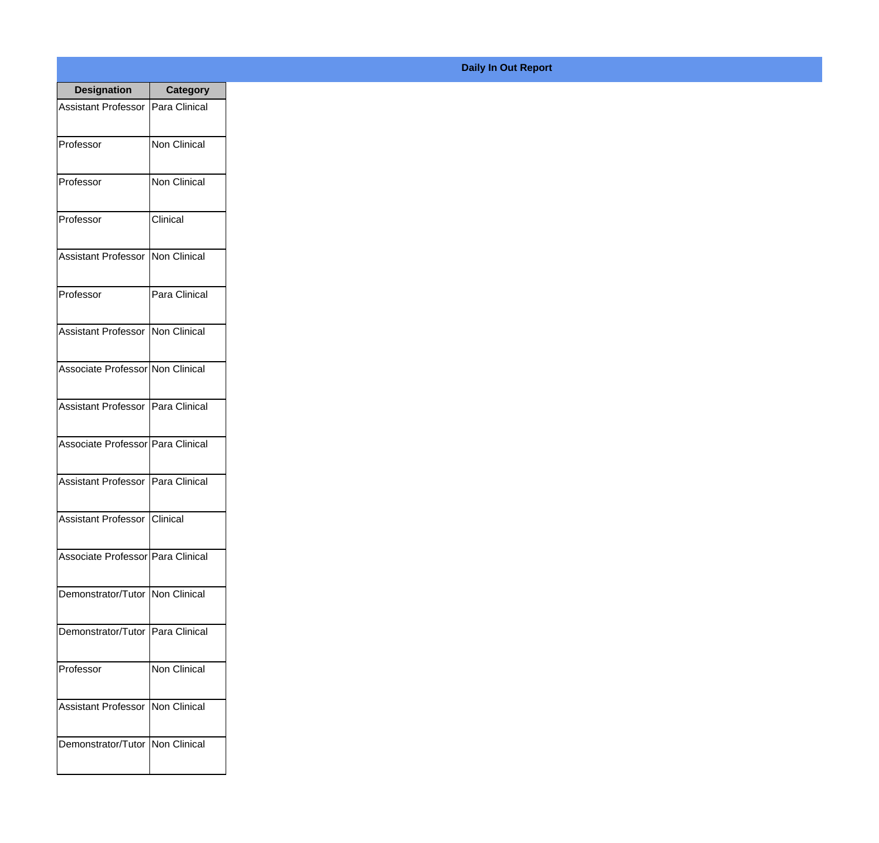**Daily In Out Report**

| Designation | Category |
|---|---|
| Assistant Professor | Para Clinical |
| Professor | Non Clinical |
| Professor | Non Clinical |
| Professor | Clinical |
| Assistant Professor | Non Clinical |
| Professor | Para Clinical |
| Assistant Professor | Non Clinical |
| Associate Professor | Non Clinical |
| Assistant Professor | Para Clinical |
| Associate Professor | Para Clinical |
| Assistant Professor | Para Clinical |
| Assistant Professor | Clinical |
| Associate Professor | Para Clinical |
| Demonstrator/Tutor | Non Clinical |
| Demonstrator/Tutor | Para Clinical |
| Professor | Non Clinical |
| Assistant Professor | Non Clinical |
| Demonstrator/Tutor | Non Clinical |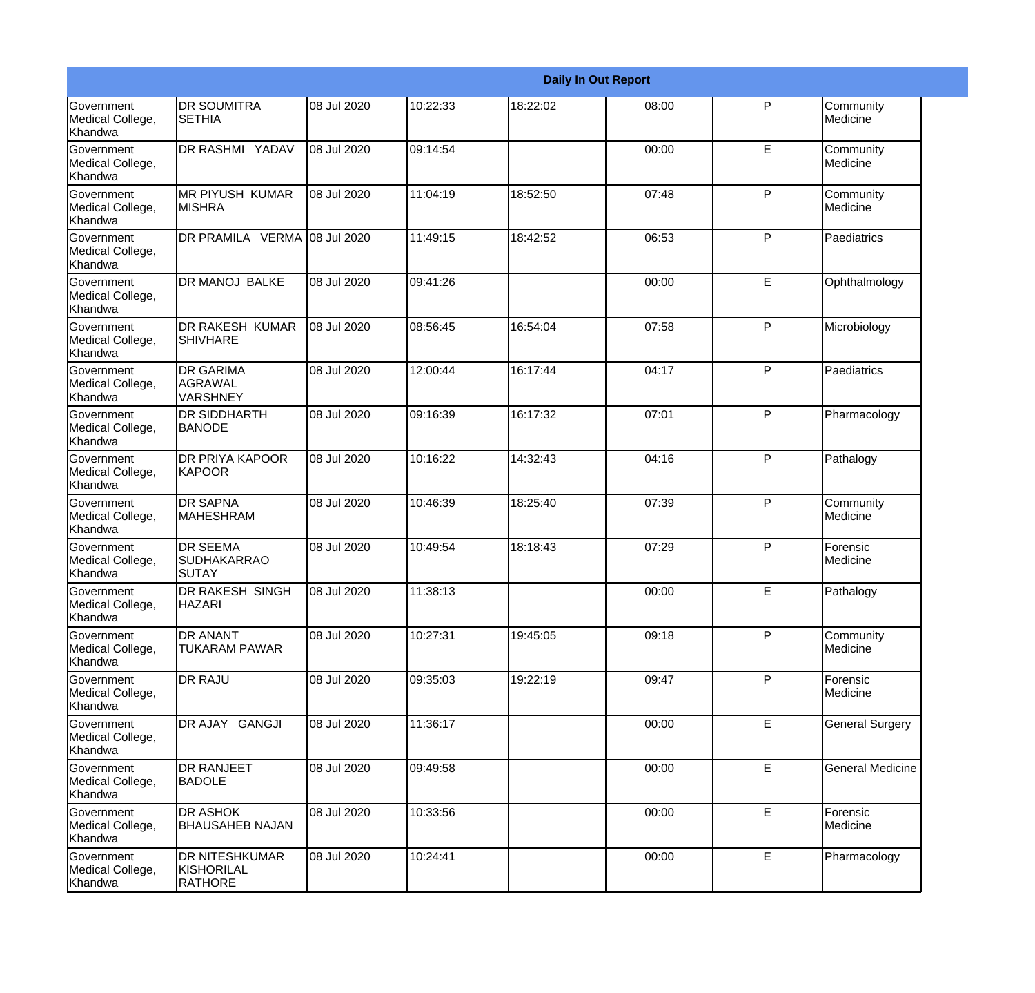| Daily In Out Report | | | | | | | |
|---|---|---|---|---|---|---|---|
| Government Medical College, Khandwa | DR SOUMITRA SETHIA | 08 Jul 2020 | 10:22:33 | 18:22:02 | 08:00 | P | Community Medicine |
| Government Medical College, Khandwa | DR RASHMI YADAV | 08 Jul 2020 | 09:14:54 | | 00:00 | E | Community Medicine |
| Government Medical College, Khandwa | MR PIYUSH KUMAR MISHRA | 08 Jul 2020 | 11:04:19 | 18:52:50 | 07:48 | P | Community Medicine |
| Government Medical College, Khandwa | DR PRAMILA VERMA | 08 Jul 2020 | 11:49:15 | 18:42:52 | 06:53 | P | Paediatrics |
| Government Medical College, Khandwa | DR MANOJ BALKE | 08 Jul 2020 | 09:41:26 | | 00:00 | E | Ophthalmology |
| Government Medical College, Khandwa | DR RAKESH KUMAR SHIVHARE | 08 Jul 2020 | 08:56:45 | 16:54:04 | 07:58 | P | Microbiology |
| Government Medical College, Khandwa | DR GARIMA AGRAWAL VARSHNEY | 08 Jul 2020 | 12:00:44 | 16:17:44 | 04:17 | P | Paediatrics |
| Government Medical College, Khandwa | DR SIDDHARTH BANODE | 08 Jul 2020 | 09:16:39 | 16:17:32 | 07:01 | P | Pharmacology |
| Government Medical College, Khandwa | DR PRIYA KAPOOR KAPOOR | 08 Jul 2020 | 10:16:22 | 14:32:43 | 04:16 | P | Pathalogy |
| Government Medical College, Khandwa | DR SAPNA MAHESHRAM | 08 Jul 2020 | 10:46:39 | 18:25:40 | 07:39 | P | Community Medicine |
| Government Medical College, Khandwa | DR SEEMA SUDHAKARRAO SUTAY | 08 Jul 2020 | 10:49:54 | 18:18:43 | 07:29 | P | Forensic Medicine |
| Government Medical College, Khandwa | DR RAKESH SINGH HAZARI | 08 Jul 2020 | 11:38:13 | | 00:00 | E | Pathalogy |
| Government Medical College, Khandwa | DR ANANT TUKARAM PAWAR | 08 Jul 2020 | 10:27:31 | 19:45:05 | 09:18 | P | Community Medicine |
| Government Medical College, Khandwa | DR RAJU | 08 Jul 2020 | 09:35:03 | 19:22:19 | 09:47 | P | Forensic Medicine |
| Government Medical College, Khandwa | DR AJAY GANGJI | 08 Jul 2020 | 11:36:17 | | 00:00 | E | General Surgery |
| Government Medical College, Khandwa | DR RANJEET BADOLE | 08 Jul 2020 | 09:49:58 | | 00:00 | E | General Medicine |
| Government Medical College, Khandwa | DR ASHOK BHAUSAHEB NAJAN | 08 Jul 2020 | 10:33:56 | | 00:00 | E | Forensic Medicine |
| Government Medical College, Khandwa | DR NITESHKUMAR KISHORILAL RATHORE | 08 Jul 2020 | 10:24:41 | | 00:00 | E | Pharmacology |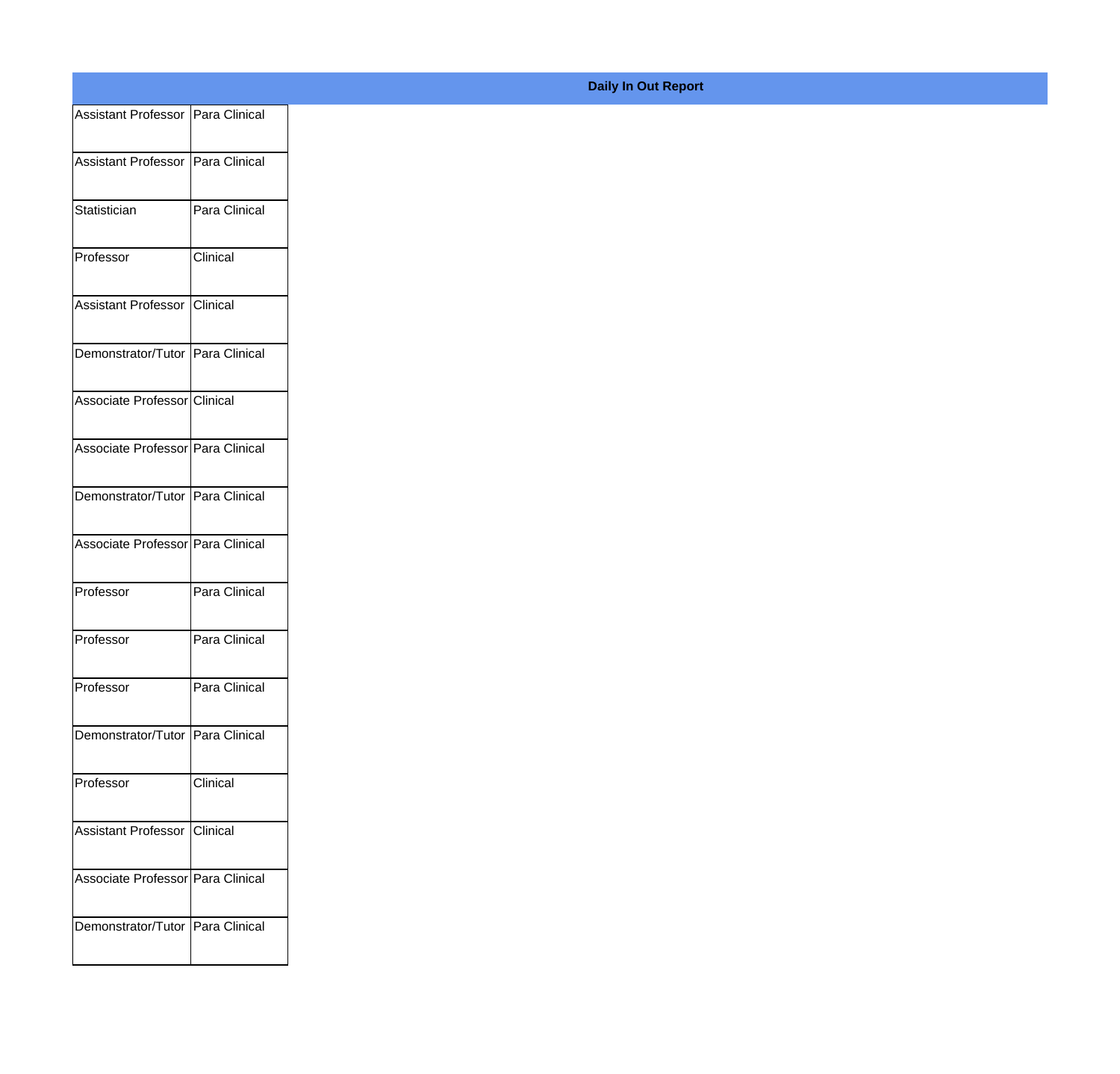**Daily In Out Report**

| | |
|---|---|
| Assistant Professor | Para Clinical |
| Assistant Professor | Para Clinical |
| Statistician | Para Clinical |
| Professor | Clinical |
| Assistant Professor | Clinical |
| Demonstrator/Tutor | Para Clinical |
| Associate Professor | Clinical |
| Associate Professor | Para Clinical |
| Demonstrator/Tutor | Para Clinical |
| Associate Professor | Para Clinical |
| Professor | Para Clinical |
| Professor | Para Clinical |
| Professor | Para Clinical |
| Demonstrator/Tutor | Para Clinical |
| Professor | Clinical |
| Assistant Professor | Clinical |
| Associate Professor | Para Clinical |
| Demonstrator/Tutor | Para Clinical |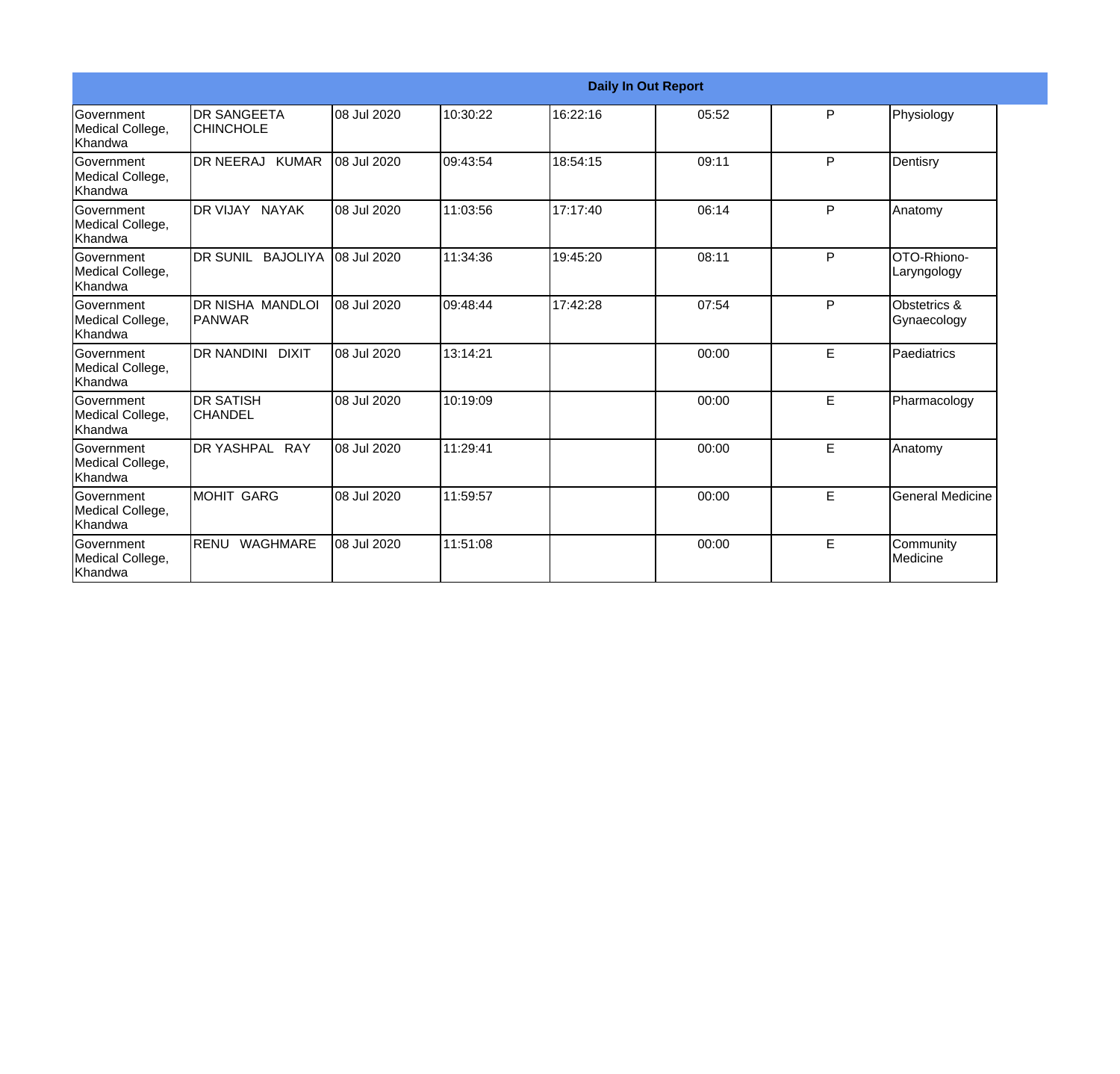| Daily In Out Report | | | | | | | |
|---|---|---|---|---|---|---|---|
| Government Medical College, Khandwa | DR SANGEETA CHINCHOLE | 08 Jul 2020 | 10:30:22 | 16:22:16 | 05:52 | P | Physiology |
| Government Medical College, Khandwa | DR NEERAJ KUMAR | 08 Jul 2020 | 09:43:54 | 18:54:15 | 09:11 | P | Dentisry |
| Government Medical College, Khandwa | DR VIJAY NAYAK | 08 Jul 2020 | 11:03:56 | 17:17:40 | 06:14 | P | Anatomy |
| Government Medical College, Khandwa | DR SUNIL BAJOLIYA | 08 Jul 2020 | 11:34:36 | 19:45:20 | 08:11 | P | OTO-Rhiono-Laryngology |
| Government Medical College, Khandwa | DR NISHA MANDLOI PANWAR | 08 Jul 2020 | 09:48:44 | 17:42:28 | 07:54 | P | Obstetrics & Gynaecology |
| Government Medical College, Khandwa | DR NANDINI DIXIT | 08 Jul 2020 | 13:14:21 | | 00:00 | E | Paediatrics |
| Government Medical College, Khandwa | DR SATISH CHANDEL | 08 Jul 2020 | 10:19:09 | | 00:00 | E | Pharmacology |
| Government Medical College, Khandwa | DR YASHPAL RAY | 08 Jul 2020 | 11:29:41 | | 00:00 | E | Anatomy |
| Government Medical College, Khandwa | MOHIT GARG | 08 Jul 2020 | 11:59:57 | | 00:00 | E | General Medicine |
| Government Medical College, Khandwa | RENU WAGHMARE | 08 Jul 2020 | 11:51:08 | | 00:00 | E | Community Medicine |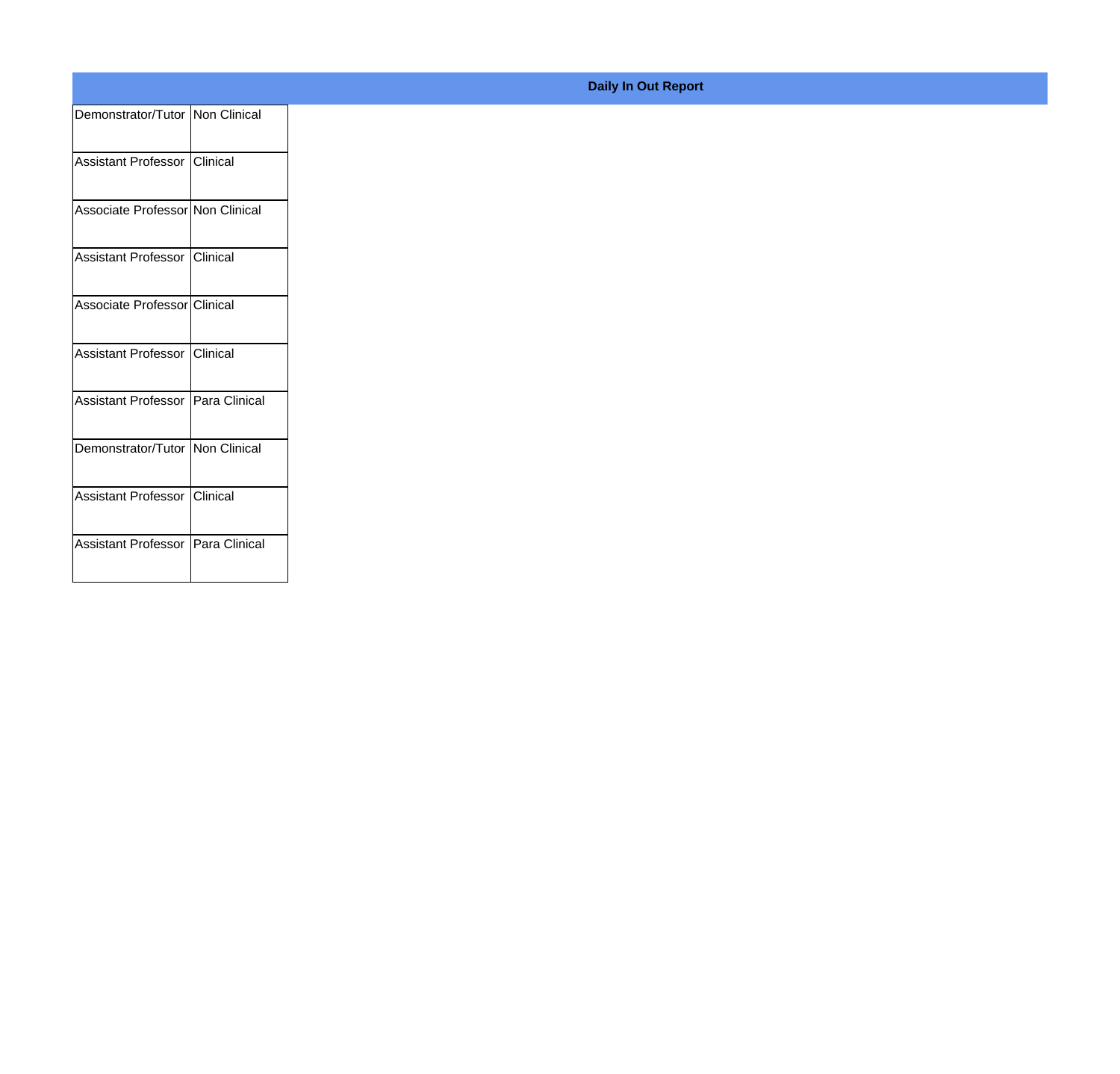**Daily In Out Report**

| | |
|---|---|
| Demonstrator/Tutor | Non Clinical |
| Assistant Professor | Clinical |
| Associate Professor | Non Clinical |
| Assistant Professor | Clinical |
| Associate Professor | Clinical |
| Assistant Professor | Clinical |
| Assistant Professor | Para Clinical |
| Demonstrator/Tutor | Non Clinical |
| Assistant Professor | Clinical |
| Assistant Professor | Para Clinical |